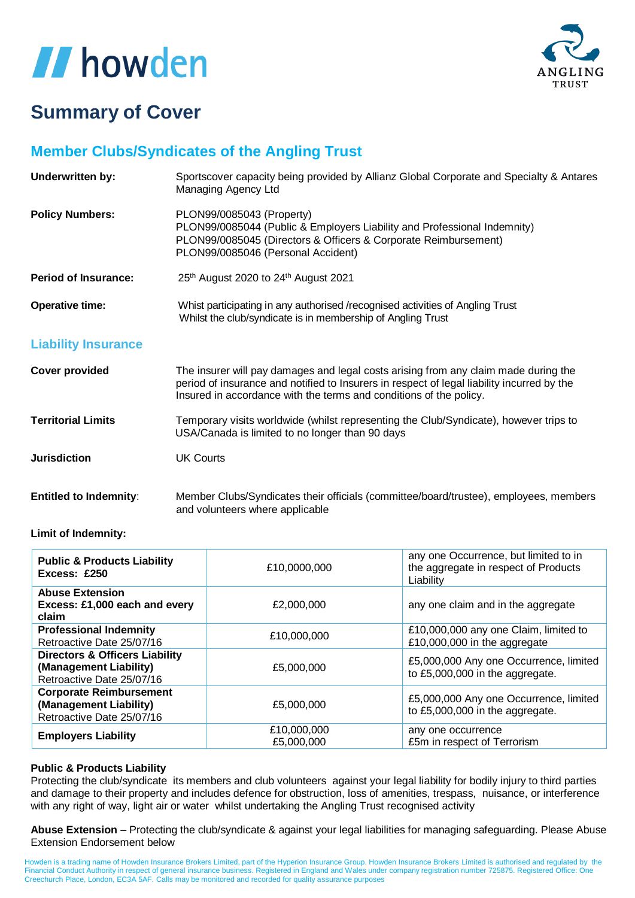# Summary of Cover

## Member Clubs/Syndicates of the Angling Trust

**Underwritten by:** Sportscover capacity being provided by Allianz Global Corporate and Specialty & Antares Managing Agency Ltd

**Policy Numbers:**
PLON99/0085043 (Property)
PLON99/0085044 (Public & Employers Liability and Professional Indemnity)
PLON99/0085045 (Directors & Officers & Corporate Reimbursement)
PLON99/0085046 (Personal Accident)

**Period of Insurance:** 25th August 2020 to 24th August 2021

**Operative time:**
Whist participating in any authorised /recognised activities of Angling Trust
Whilst the club/syndicate is in membership of Angling Trust

## Liability Insurance

**Cover provided** The insurer will pay damages and legal costs arising from any claim made during the period of insurance and notified to Insurers in respect of legal liability incurred by the Insured in accordance with the terms and conditions of the policy.

**Territorial Limits** Temporary visits worldwide (whilst representing the Club/Syndicate), however trips to USA/Canada is limited to no longer than 90 days

**Jurisdiction** UK Courts

**Entitled to Indemnity**: Member Clubs/Syndicates their officials (committee/board/trustee), employees, members and volunteers where applicable

**Limit of Indemnity:**

| | | |
|---|---|---|
| **Public & Products Liability** **Excess: £250** | £10,0000,000 | any one Occurrence, but limited to in the aggregate in respect of Products Liability |
| **Abuse Extension** **Excess: £1,000 each and every claim** | £2,000,000 | any one claim and in the aggregate |
| **Professional Indemnity** Retroactive Date 25/07/16 | £10,000,000 | £10,000,000 any one Claim, limited to £10,000,000 in the aggregate |
| **Directors & Officers Liability (Management Liability)** Retroactive Date 25/07/16 | £5,000,000 | £5,000,000 Any one Occurrence, limited to £5,000,000 in the aggregate. |
| **Corporate Reimbursement (Management Liability)** Retroactive Date 25/07/16 | £5,000,000 | £5,000,000 Any one Occurrence, limited to £5,000,000 in the aggregate. |
| **Employers Liability** | £10,000,000 £5,000,000 | any one occurrence £5m in respect of Terrorism |

**Public & Products Liability**
Protecting the club/syndicate its members and club volunteers against your legal liability for bodily injury to third parties and damage to their property and includes defence for obstruction, loss of amenities, trespass, nuisance, or interference with any right of way, light air or water whilst undertaking the Angling Trust recognised activity

**Abuse Extension** – Protecting the club/syndicate & against your legal liabilities for managing safeguarding. Please Abuse Extension Endorsement below

Howden is a trading name of Howden Insurance Brokers Limited, part of the Hyperion Insurance Group. Howden Insurance Brokers Limited is authorised and regulated by the Financial Conduct Authority in respect of general insurance business. Registered in England and Wales under company registration number 725875. Registered Office: One Creechurch Place, London, EC3A 5AF. Calls may be monitored and recorded for quality assurance purposes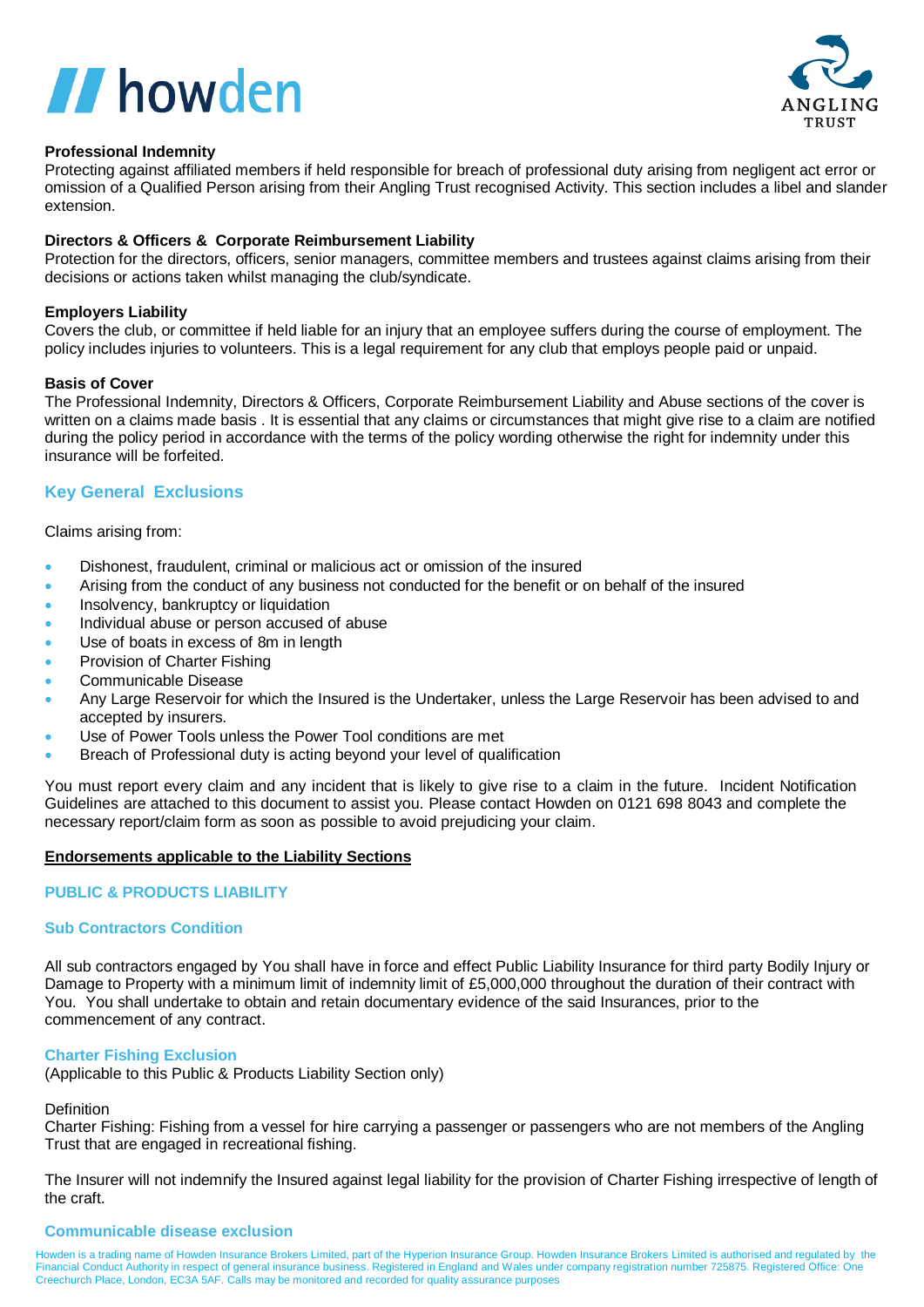**Professional Indemnity**
Protecting against affiliated members if held responsible for breach of professional duty arising from negligent act error or omission of a Qualified Person arising from their Angling Trust recognised Activity. This section includes a libel and slander extension.

**Directors & Officers & Corporate Reimbursement Liability**
Protection for the directors, officers, senior managers, committee members and trustees against claims arising from their decisions or actions taken whilst managing the club/syndicate.

**Employers Liability**
Covers the club, or committee if held liable for an injury that an employee suffers during the course of employment. The policy includes injuries to volunteers. This is a legal requirement for any club that employs people paid or unpaid.

**Basis of Cover**
The Professional Indemnity, Directors & Officers, Corporate Reimbursement Liability and Abuse sections of the cover is written on a claims made basis . It is essential that any claims or circumstances that might give rise to a claim are notified during the policy period in accordance with the terms of the policy wording otherwise the right for indemnity under this insurance will be forfeited.

## Key General Exclusions

Claims arising from:

- Dishonest, fraudulent, criminal or malicious act or omission of the insured
- Arising from the conduct of any business not conducted for the benefit or on behalf of the insured
- Insolvency, bankruptcy or liquidation
- Individual abuse or person accused of abuse
- Use of boats in excess of 8m in length
- Provision of Charter Fishing
- Communicable Disease
- Any Large Reservoir for which the Insured is the Undertaker, unless the Large Reservoir has been advised to and accepted by insurers.
- Use of Power Tools unless the Power Tool conditions are met
- Breach of Professional duty is acting beyond your level of qualification

You must report every claim and any incident that is likely to give rise to a claim in the future. Incident Notification Guidelines are attached to this document to assist you. Please contact Howden on 0121 698 8043 and complete the necessary report/claim form as soon as possible to avoid prejudicing your claim.

**Endorsements applicable to the Liability Sections**

### PUBLIC & PRODUCTS LIABILITY

### Sub Contractors Condition

All sub contractors engaged by You shall have in force and effect Public Liability Insurance for third party Bodily Injury or Damage to Property with a minimum limit of indemnity limit of £5,000,000 throughout the duration of their contract with You. You shall undertake to obtain and retain documentary evidence of the said Insurances, prior to the commencement of any contract.

### Charter Fishing Exclusion

(Applicable to this Public & Products Liability Section only)

Definition
Charter Fishing: Fishing from a vessel for hire carrying a passenger or passengers who are not members of the Angling Trust that are engaged in recreational fishing.

The Insurer will not indemnify the Insured against legal liability for the provision of Charter Fishing irrespective of length of the craft.

### Communicable disease exclusion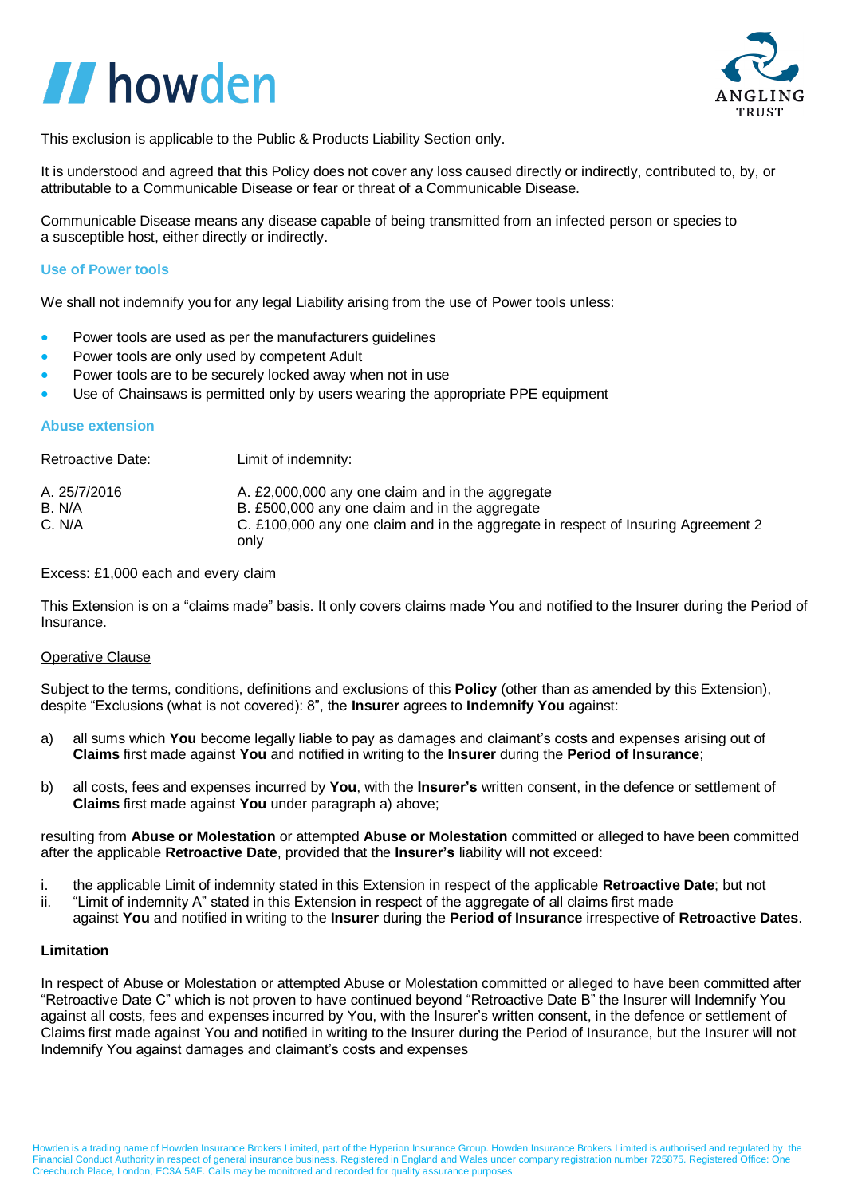This exclusion is applicable to the Public & Products Liability Section only.

It is understood and agreed that this Policy does not cover any loss caused directly or indirectly, contributed to, by, or attributable to a Communicable Disease or fear or threat of a Communicable Disease.

Communicable Disease means any disease capable of being transmitted from an infected person or species to a susceptible host, either directly or indirectly.

### Use of Power tools

We shall not indemnify you for any legal Liability arising from the use of Power tools unless:

- Power tools are used as per the manufacturers guidelines
- Power tools are only used by competent Adult
- Power tools are to be securely locked away when not in use
- Use of Chainsaws is permitted only by users wearing the appropriate PPE equipment

### Abuse extension

| Retroactive Date: | Limit of indemnity: |
|---|---|
| A. 25/7/2016 | A. £2,000,000 any one claim and in the aggregate |
| B. N/A | B. £500,000 any one claim and in the aggregate |
| C. N/A | C. £100,000 any one claim and in the aggregate in respect of Insuring Agreement 2 only |

Excess: £1,000 each and every claim

This Extension is on a "claims made" basis. It only covers claims made You and notified to the Insurer during the Period of Insurance.

Operative Clause

Subject to the terms, conditions, definitions and exclusions of this **Policy** (other than as amended by this Extension), despite "Exclusions (what is not covered): 8", the **Insurer** agrees to **Indemnify You** against:

a) all sums which **You** become legally liable to pay as damages and claimant's costs and expenses arising out of **Claims** first made against **You** and notified in writing to the **Insurer** during the **Period of Insurance**;

b) all costs, fees and expenses incurred by **You**, with the **Insurer's** written consent, in the defence or settlement of **Claims** first made against **You** under paragraph a) above;

resulting from **Abuse or Molestation** or attempted **Abuse or Molestation** committed or alleged to have been committed after the applicable **Retroactive Date**, provided that the **Insurer's** liability will not exceed:

i. the applicable Limit of indemnity stated in this Extension in respect of the applicable **Retroactive Date**; but not
ii. "Limit of indemnity A" stated in this Extension in respect of the aggregate of all claims first made against **You** and notified in writing to the **Insurer** during the **Period of Insurance** irrespective of **Retroactive Dates**.

**Limitation**

In respect of Abuse or Molestation or attempted Abuse or Molestation committed or alleged to have been committed after "Retroactive Date C" which is not proven to have continued beyond "Retroactive Date B" the Insurer will Indemnify You against all costs, fees and expenses incurred by You, with the Insurer's written consent, in the defence or settlement of Claims first made against You and notified in writing to the Insurer during the Period of Insurance, but the Insurer will not Indemnify You against damages and claimant's costs and expenses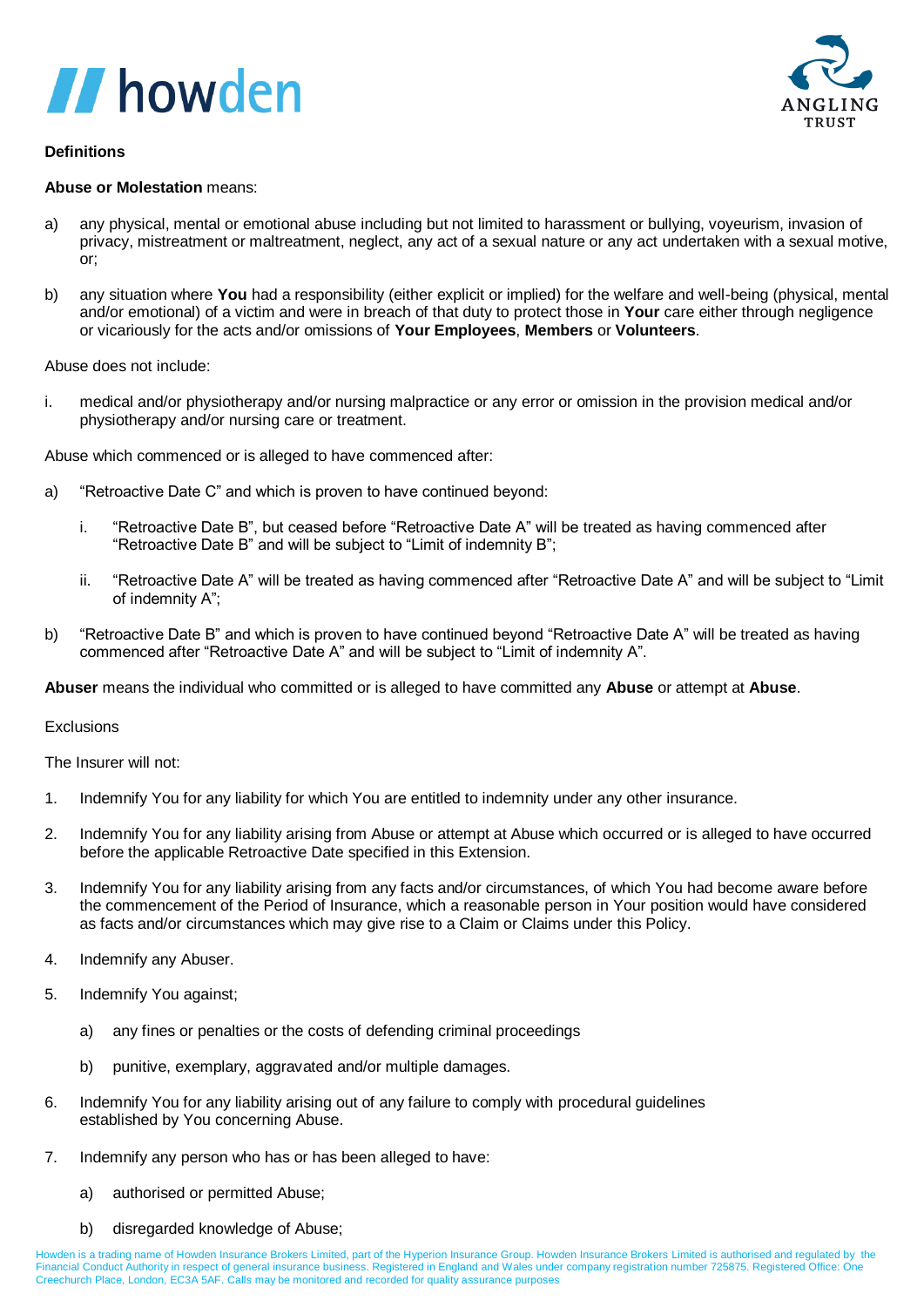**Definitions**

**Abuse or Molestation** means:

a) any physical, mental or emotional abuse including but not limited to harassment or bullying, voyeurism, invasion of privacy, mistreatment or maltreatment, neglect, any act of a sexual nature or any act undertaken with a sexual motive, or;

b) any situation where **You** had a responsibility (either explicit or implied) for the welfare and well-being (physical, mental and/or emotional) of a victim and were in breach of that duty to protect those in **Your** care either through negligence or vicariously for the acts and/or omissions of **Your Employees**, **Members** or **Volunteers**.

Abuse does not include:

i. medical and/or physiotherapy and/or nursing malpractice or any error or omission in the provision medical and/or physiotherapy and/or nursing care or treatment.

Abuse which commenced or is alleged to have commenced after:

a) "Retroactive Date C" and which is proven to have continued beyond:

   i. "Retroactive Date B", but ceased before "Retroactive Date A" will be treated as having commenced after "Retroactive Date B" and will be subject to "Limit of indemnity B";

   ii. "Retroactive Date A" will be treated as having commenced after "Retroactive Date A" and will be subject to "Limit of indemnity A";

b) "Retroactive Date B" and which is proven to have continued beyond "Retroactive Date A" will be treated as having commenced after "Retroactive Date A" and will be subject to "Limit of indemnity A".

**Abuser** means the individual who committed or is alleged to have committed any **Abuse** or attempt at **Abuse**.

Exclusions

The Insurer will not:

1. Indemnify You for any liability for which You are entitled to indemnity under any other insurance.

2. Indemnify You for any liability arising from Abuse or attempt at Abuse which occurred or is alleged to have occurred before the applicable Retroactive Date specified in this Extension.

3. Indemnify You for any liability arising from any facts and/or circumstances, of which You had become aware before the commencement of the Period of Insurance, which a reasonable person in Your position would have considered as facts and/or circumstances which may give rise to a Claim or Claims under this Policy.

4. Indemnify any Abuser.

5. Indemnify You against;

   a) any fines or penalties or the costs of defending criminal proceedings

   b) punitive, exemplary, aggravated and/or multiple damages.

6. Indemnify You for any liability arising out of any failure to comply with procedural guidelines established by You concerning Abuse.

7. Indemnify any person who has or has been alleged to have:

   a) authorised or permitted Abuse;

   b) disregarded knowledge of Abuse;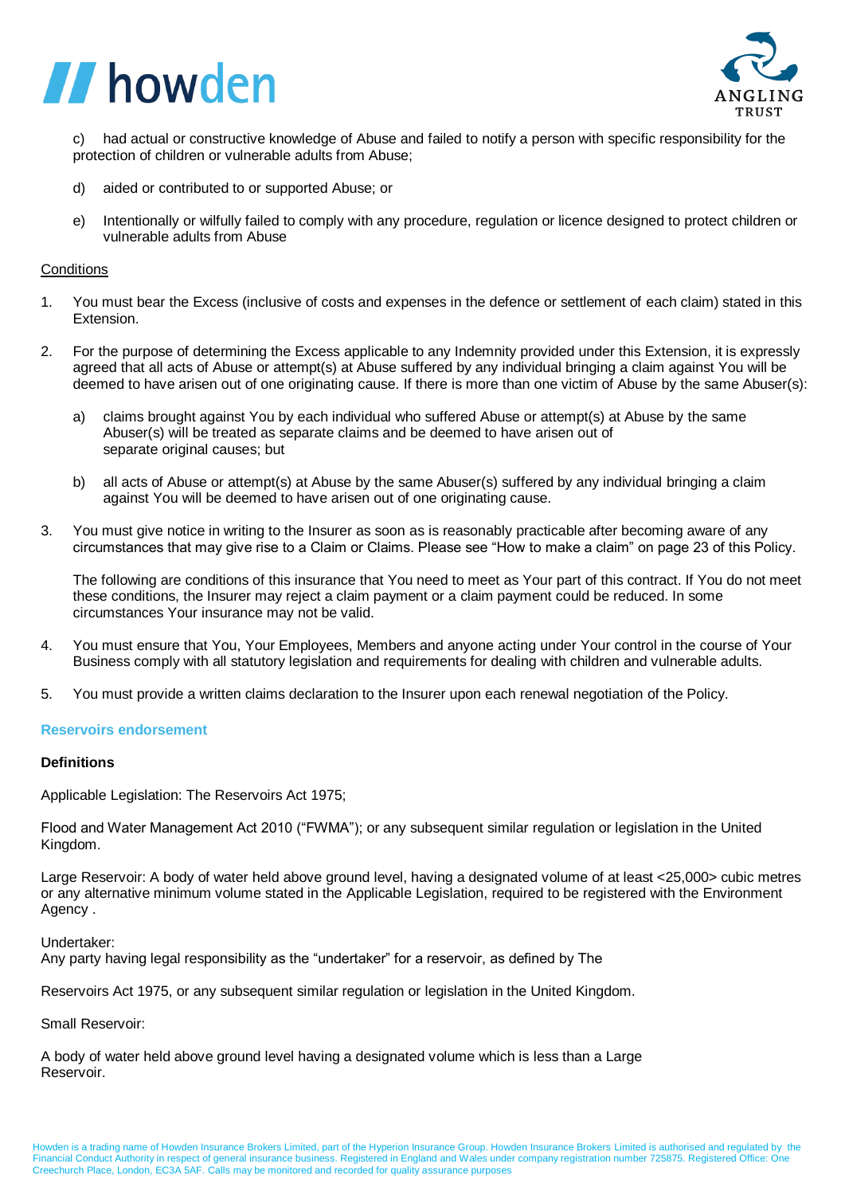c) had actual or constructive knowledge of Abuse and failed to notify a person with specific responsibility for the protection of children or vulnerable adults from Abuse;

d) aided or contributed to or supported Abuse; or

e) Intentionally or wilfully failed to comply with any procedure, regulation or licence designed to protect children or vulnerable adults from Abuse

Conditions

1. You must bear the Excess (inclusive of costs and expenses in the defence or settlement of each claim) stated in this Extension.

2. For the purpose of determining the Excess applicable to any Indemnity provided under this Extension, it is expressly agreed that all acts of Abuse or attempt(s) at Abuse suffered by any individual bringing a claim against You will be deemed to have arisen out of one originating cause. If there is more than one victim of Abuse by the same Abuser(s):

   a) claims brought against You by each individual who suffered Abuse or attempt(s) at Abuse by the same Abuser(s) will be treated as separate claims and be deemed to have arisen out of separate original causes; but

   b) all acts of Abuse or attempt(s) at Abuse by the same Abuser(s) suffered by any individual bringing a claim against You will be deemed to have arisen out of one originating cause.

3. You must give notice in writing to the Insurer as soon as is reasonably practicable after becoming aware of any circumstances that may give rise to a Claim or Claims. Please see "How to make a claim" on page 23 of this Policy.

   The following are conditions of this insurance that You need to meet as Your part of this contract. If You do not meet these conditions, the Insurer may reject a claim payment or a claim payment could be reduced. In some circumstances Your insurance may not be valid.

4. You must ensure that You, Your Employees, Members and anyone acting under Your control in the course of Your Business comply with all statutory legislation and requirements for dealing with children and vulnerable adults.

5. You must provide a written claims declaration to the Insurer upon each renewal negotiation of the Policy.

## Reservoirs endorsement

**Definitions**

Applicable Legislation: The Reservoirs Act 1975;

Flood and Water Management Act 2010 ("FWMA"); or any subsequent similar regulation or legislation in the United Kingdom.

Large Reservoir: A body of water held above ground level, having a designated volume of at least <25,000> cubic metres or any alternative minimum volume stated in the Applicable Legislation, required to be registered with the Environment Agency .

Undertaker:
Any party having legal responsibility as the "undertaker" for a reservoir, as defined by The

Reservoirs Act 1975, or any subsequent similar regulation or legislation in the United Kingdom.

Small Reservoir:

A body of water held above ground level having a designated volume which is less than a Large Reservoir.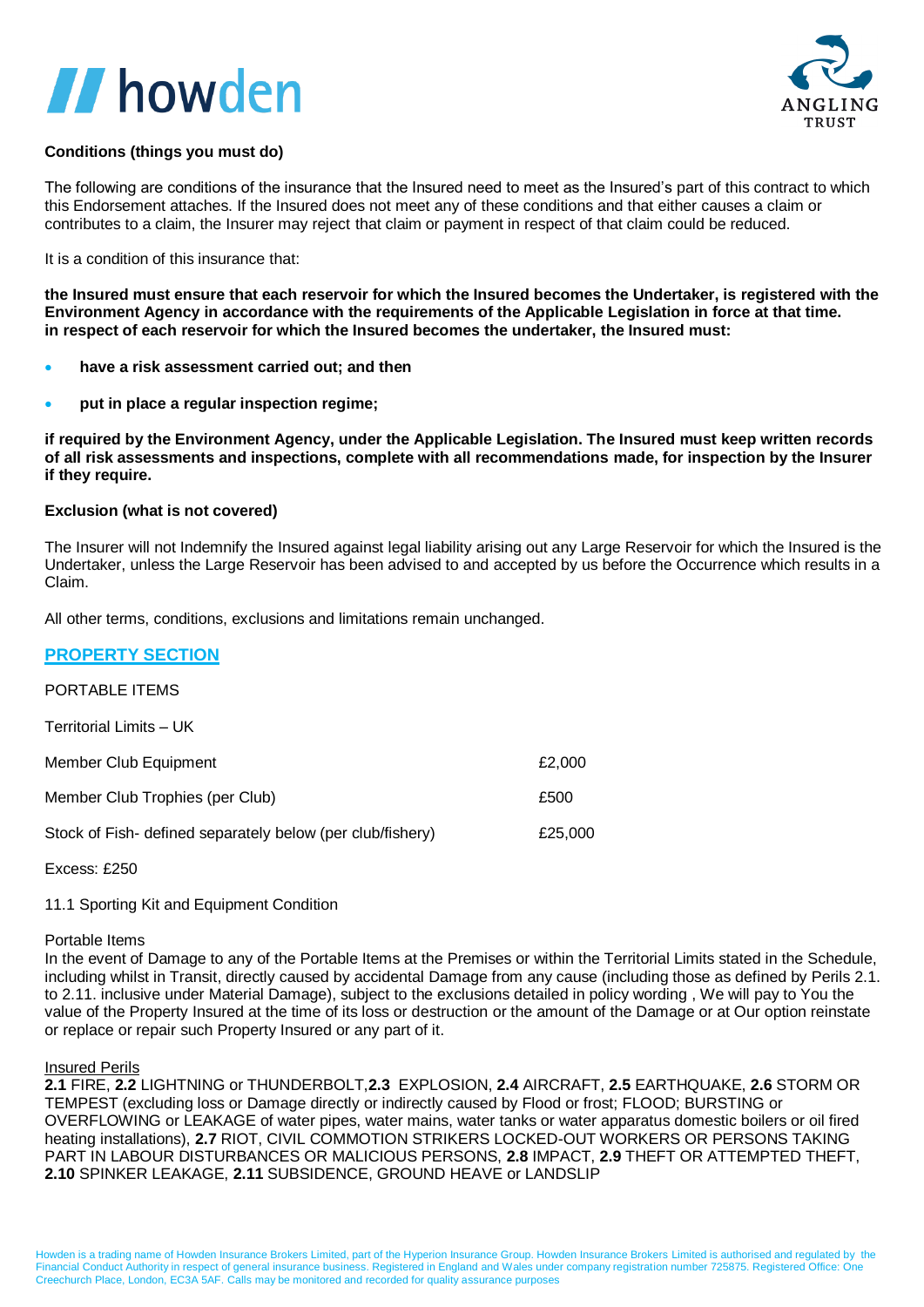**Conditions (things you must do)**

The following are conditions of the insurance that the Insured need to meet as the Insured's part of this contract to which this Endorsement attaches. If the Insured does not meet any of these conditions and that either causes a claim or contributes to a claim, the Insurer may reject that claim or payment in respect of that claim could be reduced.

It is a condition of this insurance that:

**the Insured must ensure that each reservoir for which the Insured becomes the Undertaker, is registered with the Environment Agency in accordance with the requirements of the Applicable Legislation in force at that time. in respect of each reservoir for which the Insured becomes the undertaker, the Insured must:**

- **have a risk assessment carried out; and then**
- **put in place a regular inspection regime;**

**if required by the Environment Agency, under the Applicable Legislation. The Insured must keep written records of all risk assessments and inspections, complete with all recommendations made, for inspection by the Insurer if they require.**

**Exclusion (what is not covered)**

The Insurer will not Indemnify the Insured against legal liability arising out any Large Reservoir for which the Insured is the Undertaker, unless the Large Reservoir has been advised to and accepted by us before the Occurrence which results in a Claim.

All other terms, conditions, exclusions and limitations remain unchanged.

## PROPERTY SECTION

PORTABLE ITEMS

Territorial Limits – UK

| | |
|---|---|
| Member Club Equipment | £2,000 |
| Member Club Trophies (per Club) | £500 |
| Stock of Fish- defined separately below (per club/fishery) | £25,000 |

Excess: £250

11.1 Sporting Kit and Equipment Condition

Portable Items
In the event of Damage to any of the Portable Items at the Premises or within the Territorial Limits stated in the Schedule, including whilst in Transit, directly caused by accidental Damage from any cause (including those as defined by Perils 2.1. to 2.11. inclusive under Material Damage), subject to the exclusions detailed in policy wording , We will pay to You the value of the Property Insured at the time of its loss or destruction or the amount of the Damage or at Our option reinstate or replace or repair such Property Insured or any part of it.

Insured Perils
**2.1** FIRE, **2.2** LIGHTNING or THUNDERBOLT,**2.3** EXPLOSION, **2.4** AIRCRAFT, **2.5** EARTHQUAKE, **2.6** STORM OR TEMPEST (excluding loss or Damage directly or indirectly caused by Flood or frost; FLOOD; BURSTING or OVERFLOWING or LEAKAGE of water pipes, water mains, water tanks or water apparatus domestic boilers or oil fired heating installations), **2.7** RIOT, CIVIL COMMOTION STRIKERS LOCKED-OUT WORKERS OR PERSONS TAKING PART IN LABOUR DISTURBANCES OR MALICIOUS PERSONS, **2.8** IMPACT, **2.9** THEFT OR ATTEMPTED THEFT, **2.10** SPINKER LEAKAGE, **2.11** SUBSIDENCE, GROUND HEAVE or LANDSLIP

Howden is a trading name of Howden Insurance Brokers Limited, part of the Hyperion Insurance Group. Howden Insurance Brokers Limited is authorised and regulated by the Financial Conduct Authority in respect of general insurance business. Registered in England and Wales under company registration number 725875. Registered Office: One Creechurch Place, London, EC3A 5AF. Calls may be monitored and recorded for quality assurance purposes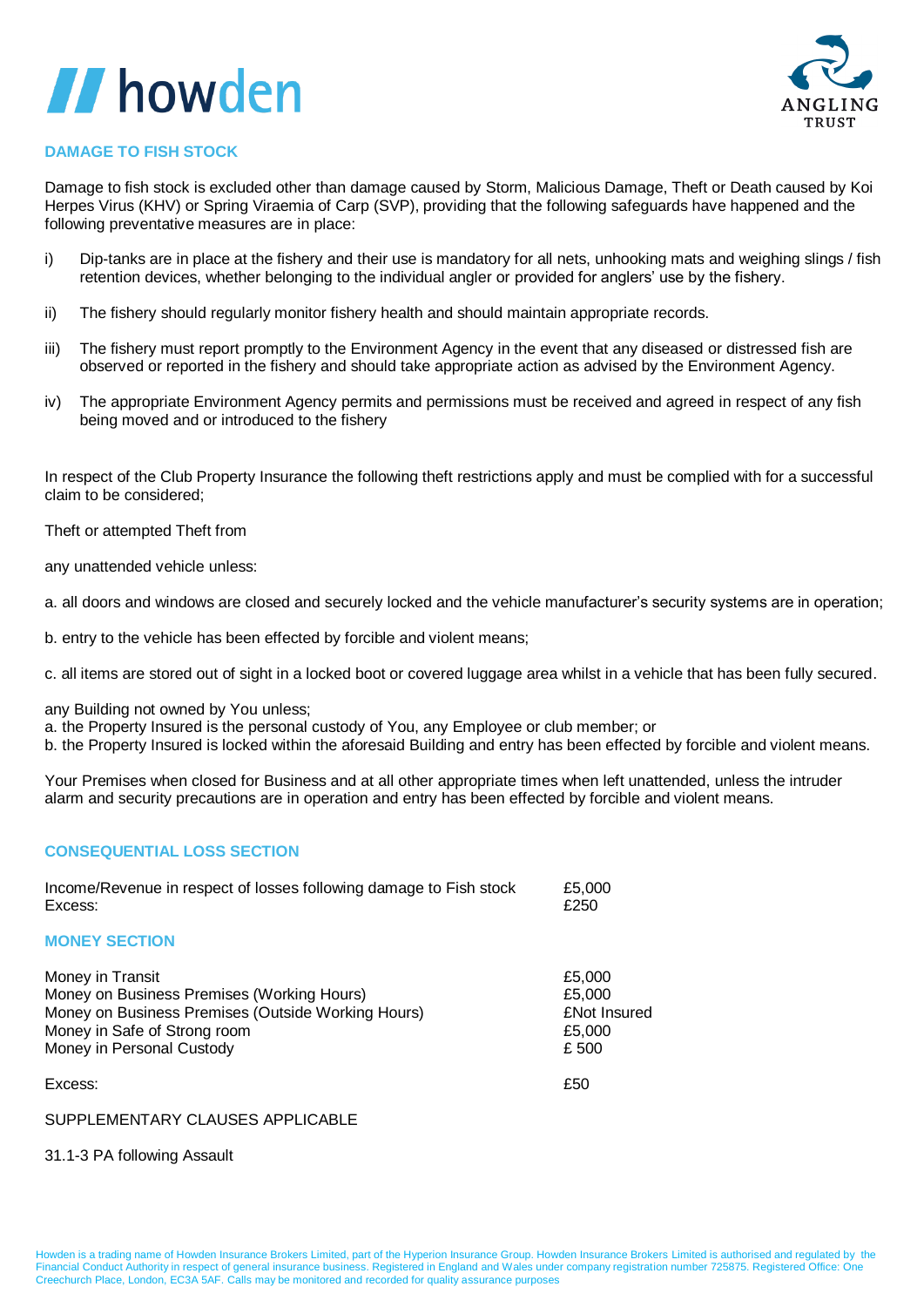## DAMAGE TO FISH STOCK

Damage to fish stock is excluded other than damage caused by Storm, Malicious Damage, Theft or Death caused by Koi Herpes Virus (KHV) or Spring Viraemia of Carp (SVP), providing that the following safeguards have happened and the following preventative measures are in place:

i) Dip-tanks are in place at the fishery and their use is mandatory for all nets, unhooking mats and weighing slings / fish retention devices, whether belonging to the individual angler or provided for anglers' use by the fishery.

ii) The fishery should regularly monitor fishery health and should maintain appropriate records.

iii) The fishery must report promptly to the Environment Agency in the event that any diseased or distressed fish are observed or reported in the fishery and should take appropriate action as advised by the Environment Agency.

iv) The appropriate Environment Agency permits and permissions must be received and agreed in respect of any fish being moved and or introduced to the fishery

In respect of the Club Property Insurance the following theft restrictions apply and must be complied with for a successful claim to be considered;

Theft or attempted Theft from

any unattended vehicle unless:

a. all doors and windows are closed and securely locked and the vehicle manufacturer's security systems are in operation;

b. entry to the vehicle has been effected by forcible and violent means;

c. all items are stored out of sight in a locked boot or covered luggage area whilst in a vehicle that has been fully secured.

any Building not owned by You unless;
a. the Property Insured is the personal custody of You, any Employee or club member; or
b. the Property Insured is locked within the aforesaid Building and entry has been effected by forcible and violent means.

Your Premises when closed for Business and at all other appropriate times when left unattended, unless the intruder alarm and security precautions are in operation and entry has been effected by forcible and violent means.

## CONSEQUENTIAL LOSS SECTION

| | |
|---|---|
| Income/Revenue in respect of losses following damage to Fish stock | £5,000 |
| Excess: | £250 |

## MONEY SECTION

| | |
|---|---|
| Money in Transit | £5,000 |
| Money on Business Premises (Working Hours) | £5,000 |
| Money on Business Premises (Outside Working Hours) | £Not Insured |
| Money in Safe of Strong room | £5,000 |
| Money in Personal Custody | £ 500 |
| Excess: | £50 |

SUPPLEMENTARY CLAUSES APPLICABLE

31.1-3 PA following Assault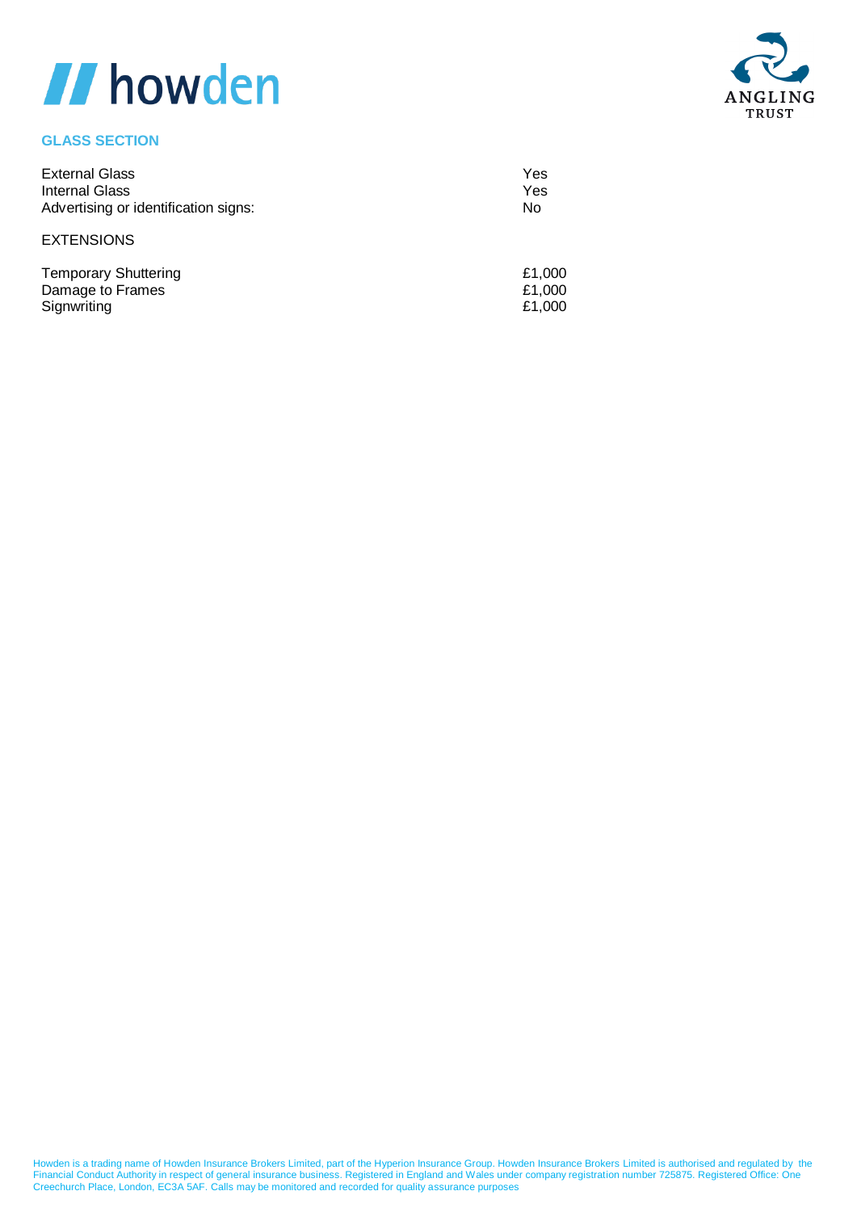## GLASS SECTION

| | |
|---|---|
| External Glass | Yes |
| Internal Glass | Yes |
| Advertising or identification signs: | No |

EXTENSIONS

| | |
|---|---|
| Temporary Shuttering | £1,000 |
| Damage to Frames | £1,000 |
| Signwriting | £1,000 |

Howden is a trading name of Howden Insurance Brokers Limited, part of the Hyperion Insurance Group. Howden Insurance Brokers Limited is authorised and regulated by the Financial Conduct Authority in respect of general insurance business. Registered in England and Wales under company registration number 725875. Registered Office: One Creechurch Place, London, EC3A 5AF. Calls may be monitored and recorded for quality assurance purposes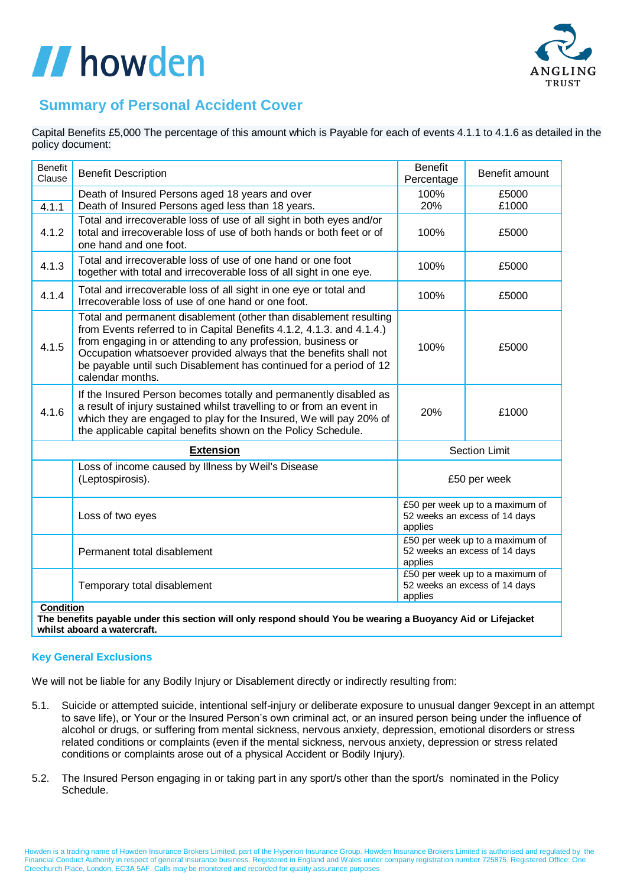## Summary of Personal Accident Cover

Capital Benefits £5,000 The percentage of this amount which is Payable for each of events 4.1.1 to 4.1.6 as detailed in the policy document:

| Benefit Clause | Benefit Description | Benefit Percentage | Benefit amount |
|---|---|---|---|
| 4.1.1 | Death of Insured Persons aged 18 years and over<br>Death of Insured Persons aged less than 18 years. | 100%<br>20% | £5000<br>£1000 |
| 4.1.2 | Total and irrecoverable loss of use of all sight in both eyes and/or total and irrecoverable loss of use of both hands or both feet or of one hand and one foot. | 100% | £5000 |
| 4.1.3 | Total and irrecoverable loss of use of one hand or one foot together with total and irrecoverable loss of all sight in one eye. | 100% | £5000 |
| 4.1.4 | Total and irrecoverable loss of all sight in one eye or total and Irrecoverable loss of use of one hand or one foot. | 100% | £5000 |
| 4.1.5 | Total and permanent disablement (other than disablement resulting from Events referred to in Capital Benefits 4.1.2, 4.1.3. and 4.1.4.) from engaging in or attending to any profession, business or Occupation whatsoever provided always that the benefits shall not be payable until such Disablement has continued for a period of 12 calendar months. | 100% | £5000 |
| 4.1.6 | If the Insured Person becomes totally and permanently disabled as a result of injury sustained whilst travelling to or from an event in which they are engaged to play for the Insured, We will pay 20% of the applicable capital benefits shown on the Policy Schedule. | 20% | £1000 |
| | **Extension** | Section Limit | |
| | Loss of income caused by Illness by Weil's Disease (Leptospirosis). | £50 per week | |
| | Loss of two eyes | £50 per week up to a maximum of 52 weeks an excess of 14 days applies | |
| | Permanent total disablement | £50 per week up to a maximum of 52 weeks an excess of 14 days applies | |
| | Temporary total disablement | £50 per week up to a maximum of 52 weeks an excess of 14 days applies | |

**Condition**
**The benefits payable under this section will only respond should You be wearing a Buoyancy Aid or Lifejacket whilst aboard a watercraft.**

### Key General Exclusions

We will not be liable for any Bodily Injury or Disablement directly or indirectly resulting from:

5.1. Suicide or attempted suicide, intentional self-injury or deliberate exposure to unusual danger 9except in an attempt to save life), or Your or the Insured Person's own criminal act, or an insured person being under the influence of alcohol or drugs, or suffering from mental sickness, nervous anxiety, depression, emotional disorders or stress related conditions or complaints (even if the mental sickness, nervous anxiety, depression or stress related conditions or complaints arose out of a physical Accident or Bodily Injury).

5.2. The Insured Person engaging in or taking part in any sport/s other than the sport/s nominated in the Policy Schedule.

Howden is a trading name of Howden Insurance Brokers Limited, part of the Hyperion Insurance Group. Howden Insurance Brokers Limited is authorised and regulated by the Financial Conduct Authority in respect of general insurance business. Registered in England and Wales under company registration number 725875. Registered Office: One Creechurch Place, London, EC3A 5AF. Calls may be monitored and recorded for quality assurance purposes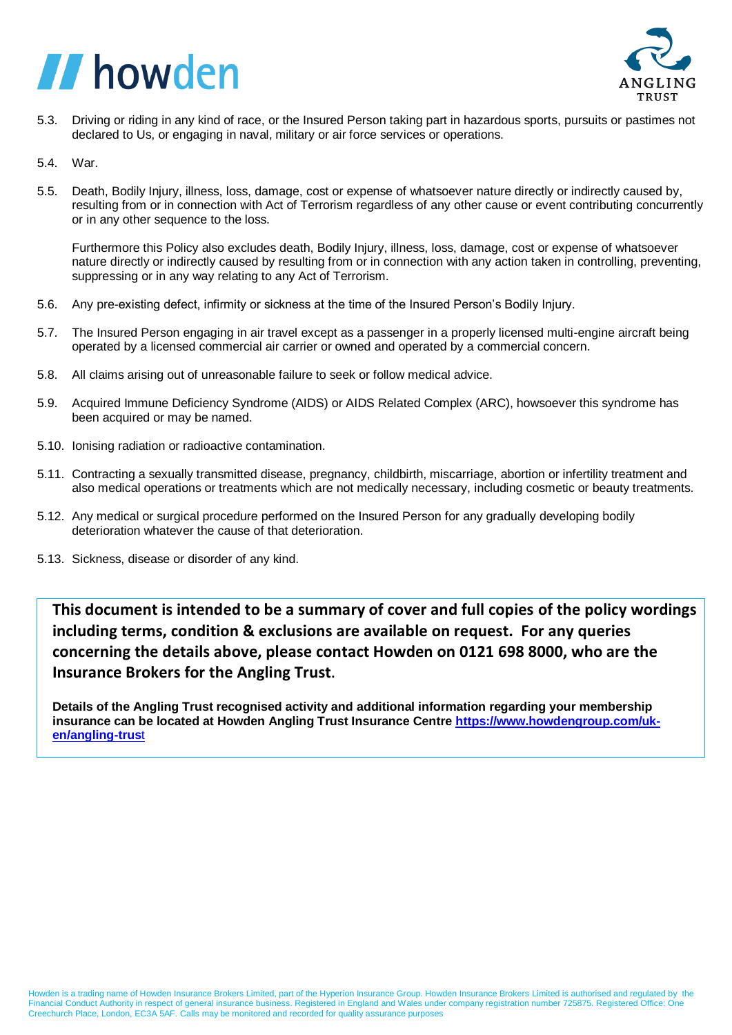5.3. Driving or riding in any kind of race, or the Insured Person taking part in hazardous sports, pursuits or pastimes not declared to Us, or engaging in naval, military or air force services or operations.

5.4. War.

5.5. Death, Bodily Injury, illness, loss, damage, cost or expense of whatsoever nature directly or indirectly caused by, resulting from or in connection with Act of Terrorism regardless of any other cause or event contributing concurrently or in any other sequence to the loss.

Furthermore this Policy also excludes death, Bodily Injury, illness, loss, damage, cost or expense of whatsoever nature directly or indirectly caused by resulting from or in connection with any action taken in controlling, preventing, suppressing or in any way relating to any Act of Terrorism.

5.6. Any pre-existing defect, infirmity or sickness at the time of the Insured Person's Bodily Injury.

5.7. The Insured Person engaging in air travel except as a passenger in a properly licensed multi-engine aircraft being operated by a licensed commercial air carrier or owned and operated by a commercial concern.

5.8. All claims arising out of unreasonable failure to seek or follow medical advice.

5.9. Acquired Immune Deficiency Syndrome (AIDS) or AIDS Related Complex (ARC), howsoever this syndrome has been acquired or may be named.

5.10. Ionising radiation or radioactive contamination.

5.11. Contracting a sexually transmitted disease, pregnancy, childbirth, miscarriage, abortion or infertility treatment and also medical operations or treatments which are not medically necessary, including cosmetic or beauty treatments.

5.12. Any medical or surgical procedure performed on the Insured Person for any gradually developing bodily deterioration whatever the cause of that deterioration.

5.13. Sickness, disease or disorder of any kind.

**This document is intended to be a summary of cover and full copies of the policy wordings including terms, condition & exclusions are available on request. For any queries concerning the details above, please contact Howden on 0121 698 8000, who are the Insurance Brokers for the Angling Trust.**

**Details of the Angling Trust recognised activity and additional information regarding your membership insurance can be located at Howden Angling Trust Insurance Centre [https://www.howdengroup.com/uk-en/angling-trust](https://www.howdengroup.com/uk-en/angling-trust)**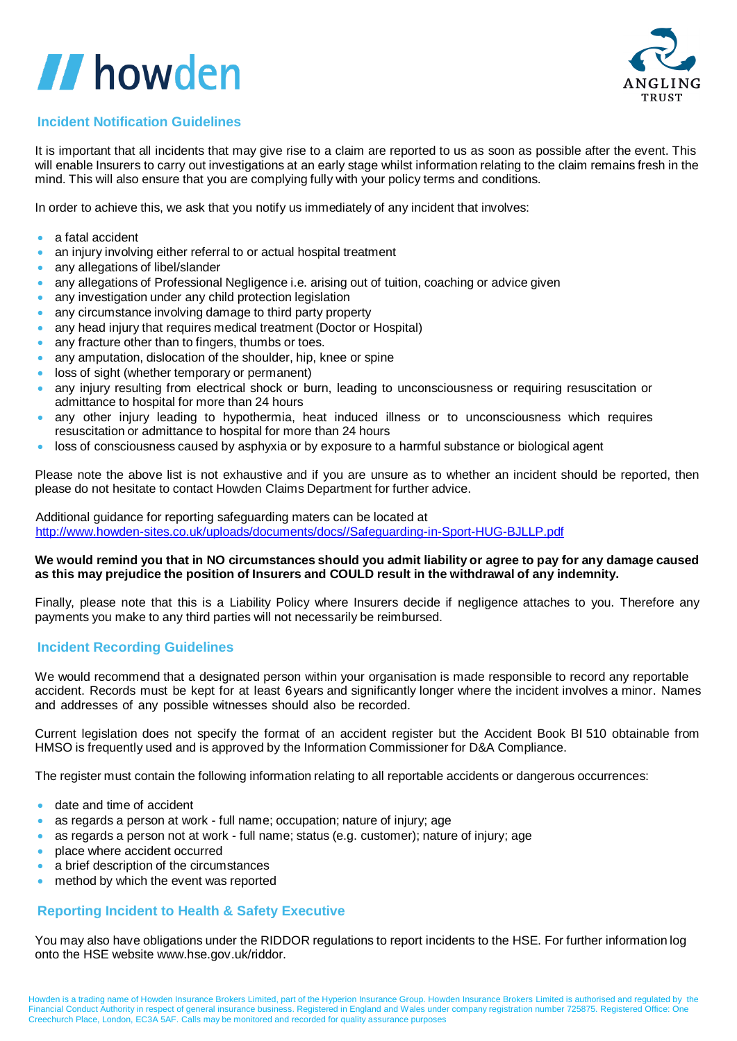## Incident Notification Guidelines

It is important that all incidents that may give rise to a claim are reported to us as soon as possible after the event. This will enable Insurers to carry out investigations at an early stage whilst information relating to the claim remains fresh in the mind. This will also ensure that you are complying fully with your policy terms and conditions.

In order to achieve this, we ask that you notify us immediately of any incident that involves:

- a fatal accident
- an injury involving either referral to or actual hospital treatment
- any allegations of libel/slander
- any allegations of Professional Negligence i.e. arising out of tuition, coaching or advice given
- any investigation under any child protection legislation
- any circumstance involving damage to third party property
- any head injury that requires medical treatment (Doctor or Hospital)
- any fracture other than to fingers, thumbs or toes.
- any amputation, dislocation of the shoulder, hip, knee or spine
- loss of sight (whether temporary or permanent)
- any injury resulting from electrical shock or burn, leading to unconsciousness or requiring resuscitation or admittance to hospital for more than 24 hours
- any other injury leading to hypothermia, heat induced illness or to unconsciousness which requires resuscitation or admittance to hospital for more than 24 hours
- loss of consciousness caused by asphyxia or by exposure to a harmful substance or biological agent

Please note the above list is not exhaustive and if you are unsure as to whether an incident should be reported, then please do not hesitate to contact Howden Claims Department for further advice.

Additional guidance for reporting safeguarding maters can be located at
http://www.howden-sites.co.uk/uploads/documents/docs//Safeguarding-in-Sport-HUG-BJLLP.pdf

**We would remind you that in NO circumstances should you admit liability or agree to pay for any damage caused as this may prejudice the position of Insurers and COULD result in the withdrawal of any indemnity.**

Finally, please note that this is a Liability Policy where Insurers decide if negligence attaches to you. Therefore any payments you make to any third parties will not necessarily be reimbursed.

## Incident Recording Guidelines

We would recommend that a designated person within your organisation is made responsible to record any reportable accident. Records must be kept for at least 6 years and significantly longer where the incident involves a minor. Names and addresses of any possible witnesses should also be recorded.

Current legislation does not specify the format of an accident register but the Accident Book BI 510 obtainable from HMSO is frequently used and is approved by the Information Commissioner for D&A Compliance.

The register must contain the following information relating to all reportable accidents or dangerous occurrences:

- date and time of accident
- as regards a person at work - full name; occupation; nature of injury; age
- as regards a person not at work - full name; status (e.g. customer); nature of injury; age
- place where accident occurred
- a brief description of the circumstances
- method by which the event was reported

## Reporting Incident to Health & Safety Executive

You may also have obligations under the RIDDOR regulations to report incidents to the HSE. For further information log onto the HSE website www.hse.gov.uk/riddor.

Howden is a trading name of Howden Insurance Brokers Limited, part of the Hyperion Insurance Group. Howden Insurance Brokers Limited is authorised and regulated by the Financial Conduct Authority in respect of general insurance business. Registered in England and Wales under company registration number 725875. Registered Office: One Creechurch Place, London, EC3A 5AF. Calls may be monitored and recorded for quality assurance purposes